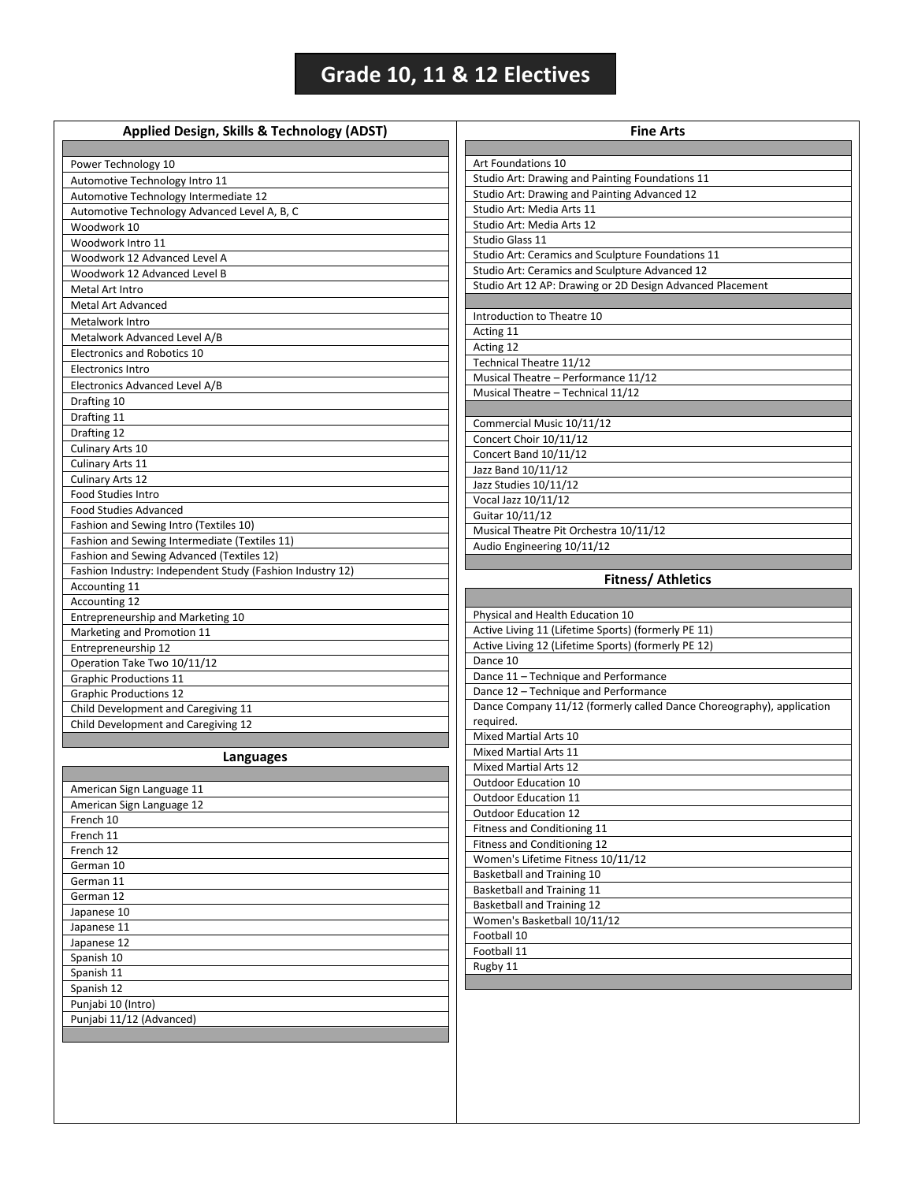# Grade 10, 11 & 12 Electives

## Applied Design, Skills & Technology (ADST)

- Power Technology 10
- Automotive Technology Intro 11
- Automotive Technology Intermediate 12
- Automotive Technology Advanced Level A, B, C
- Woodwork 10
- Woodwork Intro 11
- Woodwork 12 Advanced Level A
- Woodwork 12 Advanced Level B
- Metal Art Intro
- Metal Art Advanced
- Metalwork Intro
- Metalwork Advanced Level A/B
- Electronics and Robotics 10
- Electronics Intro
- Electronics Advanced Level A/B
- Drafting 10
- Drafting 11
- Drafting 12
- Culinary Arts 10
- Culinary Arts 11
- Culinary Arts 12
- Food Studies Intro
- Food Studies Advanced
- Fashion and Sewing Intro (Textiles 10)
- Fashion and Sewing Intermediate (Textiles 11)
- Fashion and Sewing Advanced (Textiles 12)
- Fashion Industry: Independent Study (Fashion Industry 12)
- Accounting 11
- Accounting 12
- Entrepreneurship and Marketing 10
- Marketing and Promotion 11
- Entrepreneurship 12
- Operation Take Two 10/11/12
- Graphic Productions 11
- Graphic Productions 12
- Child Development and Caregiving 11
- Child Development and Caregiving 12

## Languages

- American Sign Language 11
- American Sign Language 12
- French 10
- French 11
- French 12
- German 10
- German 11
- German 12
- Japanese 10
- Japanese 11
- Japanese 12
- Spanish 10
- Spanish 11
- Spanish 12
- Punjabi 10 (Intro)
- Punjabi 11/12 (Advanced)

## Fine Arts

- Art Foundations 10
- Studio Art: Drawing and Painting Foundations 11
- Studio Art: Drawing and Painting Advanced 12
- Studio Art: Media Arts 11
- Studio Art: Media Arts 12
- Studio Glass 11
- Studio Art: Ceramics and Sculpture Foundations 11
- Studio Art: Ceramics and Sculpture Advanced 12
- Studio Art 12 AP: Drawing or 2D Design Advanced Placement

- Introduction to Theatre 10
- Acting 11
- Acting 12
- Technical Theatre 11/12
- Musical Theatre – Performance 11/12
- Musical Theatre – Technical 11/12

- Commercial Music 10/11/12
- Concert Choir 10/11/12
- Concert Band 10/11/12
- Jazz Band 10/11/12
- Jazz Studies 10/11/12
- Vocal Jazz 10/11/12
- Guitar 10/11/12
- Musical Theatre Pit Orchestra 10/11/12
- Audio Engineering 10/11/12

## Fitness/ Athletics

- Physical and Health Education 10
- Active Living 11 (Lifetime Sports) (formerly PE 11)
- Active Living 12 (Lifetime Sports) (formerly PE 12)
- Dance 10
- Dance 11 – Technique and Performance
- Dance 12 – Technique and Performance
- Dance Company 11/12 (formerly called Dance Choreography), application required.
- Mixed Martial Arts 10
- Mixed Martial Arts 11
- Mixed Martial Arts 12
- Outdoor Education 10
- Outdoor Education 11
- Outdoor Education 12
- Fitness and Conditioning 11
- Fitness and Conditioning 12
- Women's Lifetime Fitness 10/11/12
- Basketball and Training 10
- Basketball and Training 11
- Basketball and Training 12
- Women's Basketball 10/11/12
- Football 10
- Football 11
- Rugby 11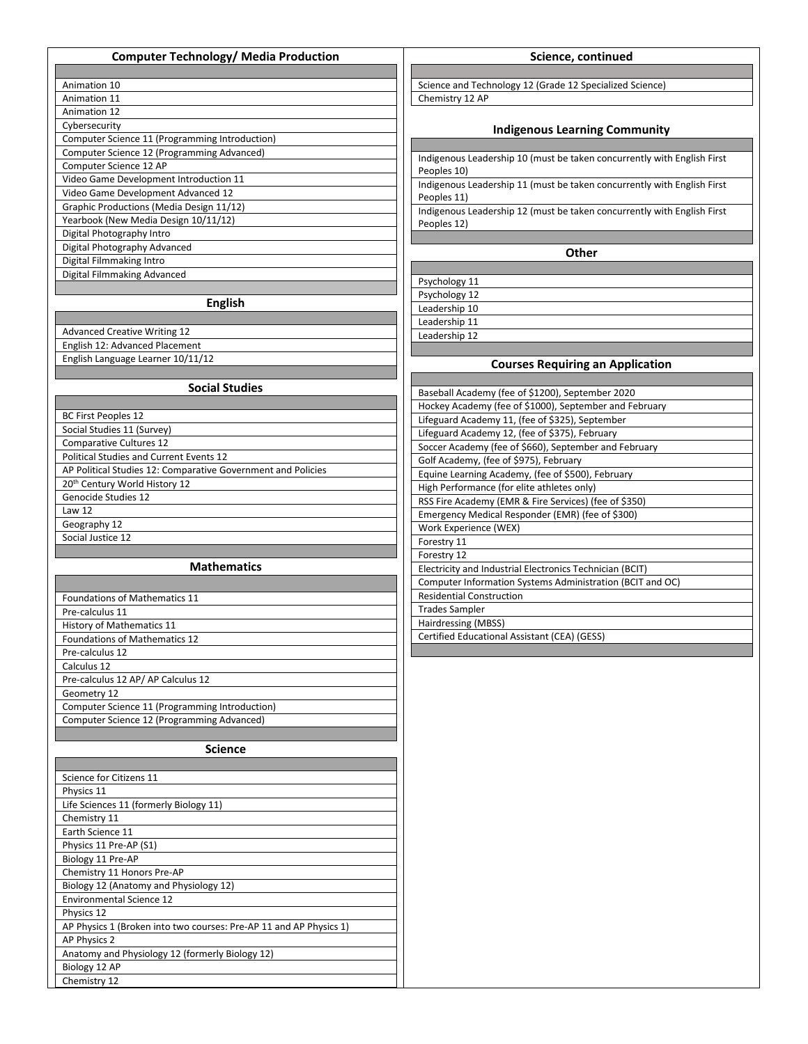## Computer Technology/ Media Production

| |
|---|
| Animation 10 |
| Animation 11 |
| Animation 12 |
| Cybersecurity |
| Computer Science 11 (Programming Introduction) |
| Computer Science 12 (Programming Advanced) |
| Computer Science 12 AP |
| Video Game Development Introduction 11 |
| Video Game Development Advanced 12 |
| Graphic Productions (Media Design 11/12) |
| Yearbook (New Media Design 10/11/12) |
| Digital Photography Intro |
| Digital Photography Advanced |
| Digital Filmmaking Intro |
| Digital Filmmaking Advanced |

## English

| |
|---|
| Advanced Creative Writing 12 |
| English 12: Advanced Placement |
| English Language Learner 10/11/12 |

## Social Studies

| |
|---|
| BC First Peoples 12 |
| Social Studies 11 (Survey) |
| Comparative Cultures 12 |
| Political Studies and Current Events 12 |
| AP Political Studies 12: Comparative Government and Policies |
| 20th Century World History 12 |
| Genocide Studies 12 |
| Law 12 |
| Geography 12 |
| Social Justice 12 |

## Mathematics

| |
|---|
| Foundations of Mathematics 11 |
| Pre-calculus 11 |
| History of Mathematics 11 |
| Foundations of Mathematics 12 |
| Pre-calculus 12 |
| Calculus 12 |
| Pre-calculus 12 AP/ AP Calculus 12 |
| Geometry 12 |
| Computer Science 11 (Programming Introduction) |
| Computer Science 12 (Programming Advanced) |

## Science

| |
|---|
| Science for Citizens 11 |
| Physics 11 |
| Life Sciences 11 (formerly Biology 11) |
| Chemistry 11 |
| Earth Science 11 |
| Physics 11 Pre-AP (S1) |
| Biology 11 Pre-AP |
| Chemistry 11 Honors Pre-AP |
| Biology 12 (Anatomy and Physiology 12) |
| Environmental Science 12 |
| Physics 12 |
| AP Physics 1 (Broken into two courses: Pre-AP 11 and AP Physics 1) |
| AP Physics 2 |
| Anatomy and Physiology 12 (formerly Biology 12) |
| Biology 12 AP |
| Chemistry 12 |

## Science, continued

| |
|---|
| Science and Technology 12 (Grade 12 Specialized Science) |
| Chemistry 12 AP |

## Indigenous Learning Community

| |
|---|
| Indigenous Leadership 10 (must be taken concurrently with English First Peoples 10) |
| Indigenous Leadership 11 (must be taken concurrently with English First Peoples 11) |
| Indigenous Leadership 12 (must be taken concurrently with English First Peoples 12) |

## Other

| |
|---|
| Psychology 11 |
| Psychology 12 |
| Leadership 10 |
| Leadership 11 |
| Leadership 12 |

## Courses Requiring an Application

| |
|---|
| Baseball Academy (fee of $1200), September 2020 |
| Hockey Academy (fee of $1000), September and February |
| Lifeguard Academy 11, (fee of $325), September |
| Lifeguard Academy 12, (fee of $375), February |
| Soccer Academy (fee of $660), September and February |
| Golf Academy, (fee of $975), February |
| Equine Learning Academy, (fee of $500), February |
| High Performance (for elite athletes only) |
| RSS Fire Academy (EMR & Fire Services) (fee of $350) |
| Emergency Medical Responder (EMR) (fee of $300) |
| Work Experience (WEX) |
| Forestry 11 |
| Forestry 12 |
| Electricity and Industrial Electronics Technician (BCIT) |
| Computer Information Systems Administration (BCIT and OC) |
| Residential Construction |
| Trades Sampler |
| Hairdressing (MBSS) |
| Certified Educational Assistant (CEA) (GESS) |